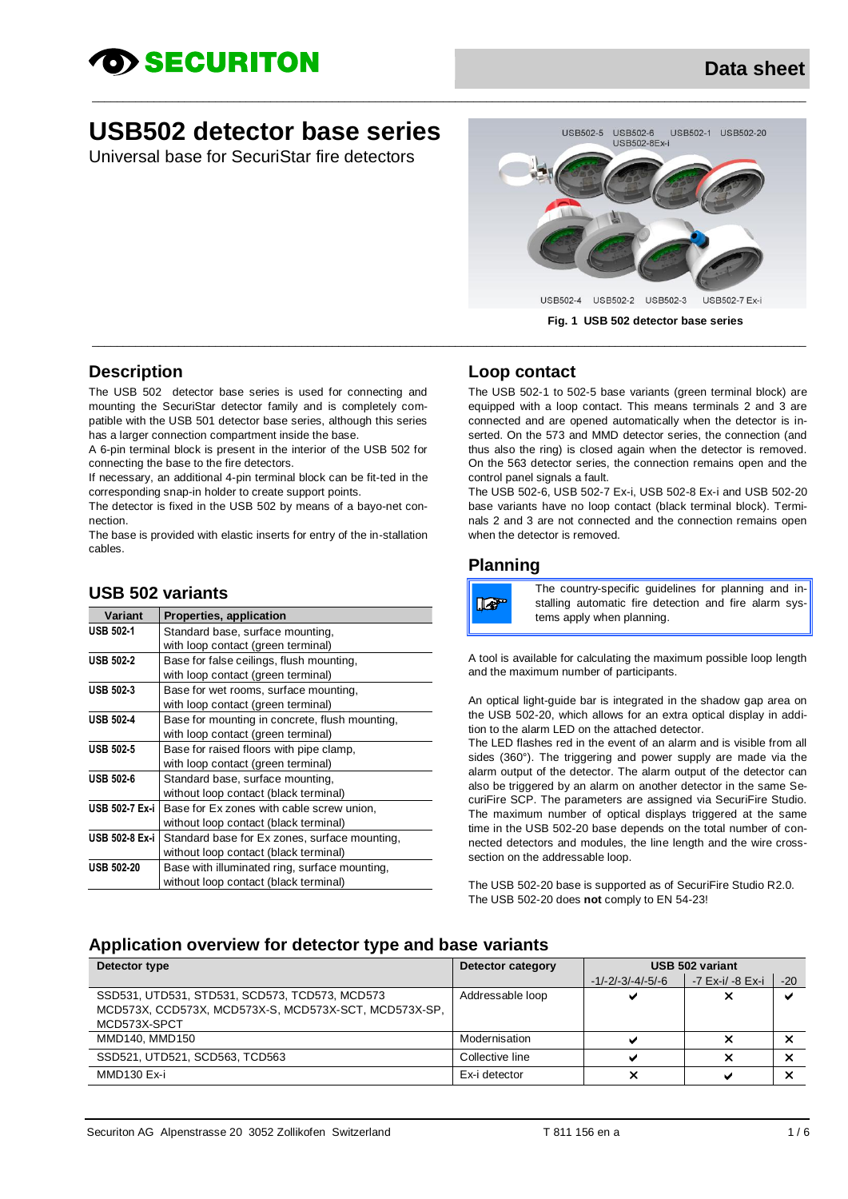SECURITON

Data sheet

# USB502 detector base series

Universal base for SecuriStar fire detectors

USB502-5 USB502-6 USB502-8Ex-i USB502-1 USB502-20

USB502-4 USB502-2 USB502-3 USB502-7 Ex-i

**Fig. 1 USB 502 detector base series**

## Description

The USB 502 detector base series is used for connecting and mounting the SecuriStar detector family and is completely compatible with the USB 501 detector base series, although this series has a larger connection compartment inside the base.

A 6-pin terminal block is present in the interior of the USB 502 for connecting the base to the fire detectors.

If necessary, an additional 4-pin terminal block can be fit-ted in the corresponding snap-in holder to create support points.

The detector is fixed in the USB 502 by means of a bayo-net connection.

The base is provided with elastic inserts for entry of the in-stallation cables.

## USB 502 variants

| Variant | Properties, application |
|---|---|
| **USB 502-1** | Standard base, surface mounting, with loop contact (green terminal) |
| **USB 502-2** | Base for false ceilings, flush mounting, with loop contact (green terminal) |
| **USB 502-3** | Base for wet rooms, surface mounting, with loop contact (green terminal) |
| **USB 502-4** | Base for mounting in concrete, flush mounting, with loop contact (green terminal) |
| **USB 502-5** | Base for raised floors with pipe clamp, with loop contact (green terminal) |
| **USB 502-6** | Standard base, surface mounting, without loop contact (black terminal) |
| **USB 502-7 Ex-i** | Base for Ex zones with cable screw union, without loop contact (black terminal) |
| **USB 502-8 Ex-i** | Standard base for Ex zones, surface mounting, without loop contact (black terminal) |
| **USB 502-20** | Base with illuminated ring, surface mounting, without loop contact (black terminal) |

## Loop contact

The USB 502-1 to 502-5 base variants (green terminal block) are equipped with a loop contact. This means terminals 2 and 3 are connected and are opened automatically when the detector is inserted. On the 573 and MMD detector series, the connection (and thus also the ring) is closed again when the detector is removed. On the 563 detector series, the connection remains open and the control panel signals a fault.

The USB 502-6, USB 502-7 Ex-i, USB 502-8 Ex-i and USB 502-20 base variants have no loop contact (black terminal block). Terminals 2 and 3 are not connected and the connection remains open when the detector is removed.

## Planning

The country-specific guidelines for planning and installing automatic fire detection and fire alarm systems apply when planning.

A tool is available for calculating the maximum possible loop length and the maximum number of participants.

An optical light-guide bar is integrated in the shadow gap area on the USB 502-20, which allows for an extra optical display in addition to the alarm LED on the attached detector.

The LED flashes red in the event of an alarm and is visible from all sides (360°). The triggering and power supply are made via the alarm output of the detector. The alarm output of the detector can also be triggered by an alarm on another detector in the same SecuriFire SCP. The parameters are assigned via SecuriFire Studio. The maximum number of optical displays triggered at the same time in the USB 502-20 base depends on the total number of connected detectors and modules, the line length and the wire cross-section on the addressable loop.

The USB 502-20 base is supported as of SecuriFire Studio R2.0.
The USB 502-20 does **not** comply to EN 54-23!

## Application overview for detector type and base variants

| Detector type | Detector category | USB 502 variant | | |
|---|---|---|---|---|
| | | -1/-2/-3/-4/-5/-6 | -7 Ex-i/ -8 Ex-i | -20 |
| SSD531, UTD531, STD531, SCD573, TCD573, MCD573 MCD573X, CCD573X, MCD573X-S, MCD573X-SCT, MCD573X-SP, MCD573X-SPCT | Addressable loop | ✔ | ✘ | ✔ |
| MMD140, MMD150 | Modernisation | ✔ | ✘ | ✘ |
| SSD521, UTD521, SCD563, TCD563 | Collective line | ✔ | ✘ | ✘ |
| MMD130 Ex-i | Ex-i detector | ✘ | ✔ | ✘ |

Securiton AG Alpenstrasse 20 3052 Zollikofen Switzerland T 811 156 en a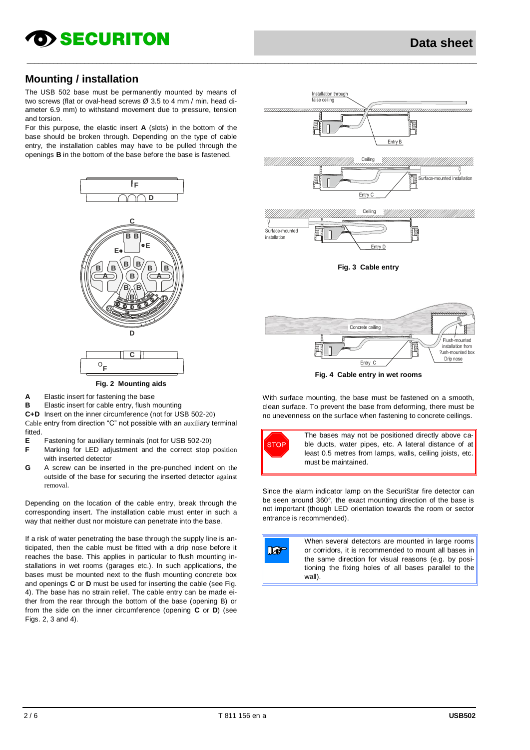## Mounting / installation

The USB 502 base must be permanently mounted by means of two screws (flat or oval-head screws Ø 3.5 to 4 mm / min. head diameter 6.9 mm) to withstand movement due to pressure, tension and torsion.

For this purpose, the elastic insert **A** (slots) in the bottom of the base should be broken through. Depending on the type of cable entry, the installation cables may have to be pulled through the openings **B** in the bottom of the base before the base is fastened.

**Fig. 2 Mounting aids**

- **A** Elastic insert for fastening the base
- **B** Elastic insert for cable entry, flush mounting
- **C+D** Insert on the inner circumference (not for USB 502-20)

Cable entry from direction "C" not possible with an auxiliary terminal fitted.

- **E** Fastening for auxiliary terminals (not for USB 502-20)
- **F** Marking for LED adjustment and the correct stop position with inserted detector
- **G** A screw can be inserted in the pre-punched indent on the outside of the base for securing the inserted detector against removal.

Depending on the location of the cable entry, break through the corresponding insert. The installation cable must enter in such a way that neither dust nor moisture can penetrate into the base.

If a risk of water penetrating the base through the supply line is anticipated, then the cable must be fitted with a drip nose before it reaches the base. This applies in particular to flush mounting installations in wet rooms (garages etc.). In such applications, the bases must be mounted next to the flush mounting concrete box and openings **C** or **D** must be used for inserting the cable (see Fig. 4). The base has no strain relief. The cable entry can be made either from the rear through the bottom of the base (opening B) or from the side on the inner circumference (opening **C** or **D**) (see Figs. 2, 3 and 4).

**Fig. 3 Cable entry**

**Fig. 4 Cable entry in wet rooms**

With surface mounting, the base must be fastened on a smooth, clean surface. To prevent the base from deforming, there must be no unevenness on the surface when fastening to concrete ceilings.

STOP: The bases may not be positioned directly above cable ducts, water pipes, etc. A lateral distance of at least 0.5 metres from lamps, walls, ceiling joists, etc. must be maintained.

Since the alarm indicator lamp on the SecuriStar fire detector can be seen around 360°, the exact mounting direction of the base is not important (though LED orientation towards the room or sector entrance is recommended).

When several detectors are mounted in large rooms or corridors, it is recommended to mount all bases in the same direction for visual reasons (e.g. by positioning the fixing holes of all bases parallel to the wall).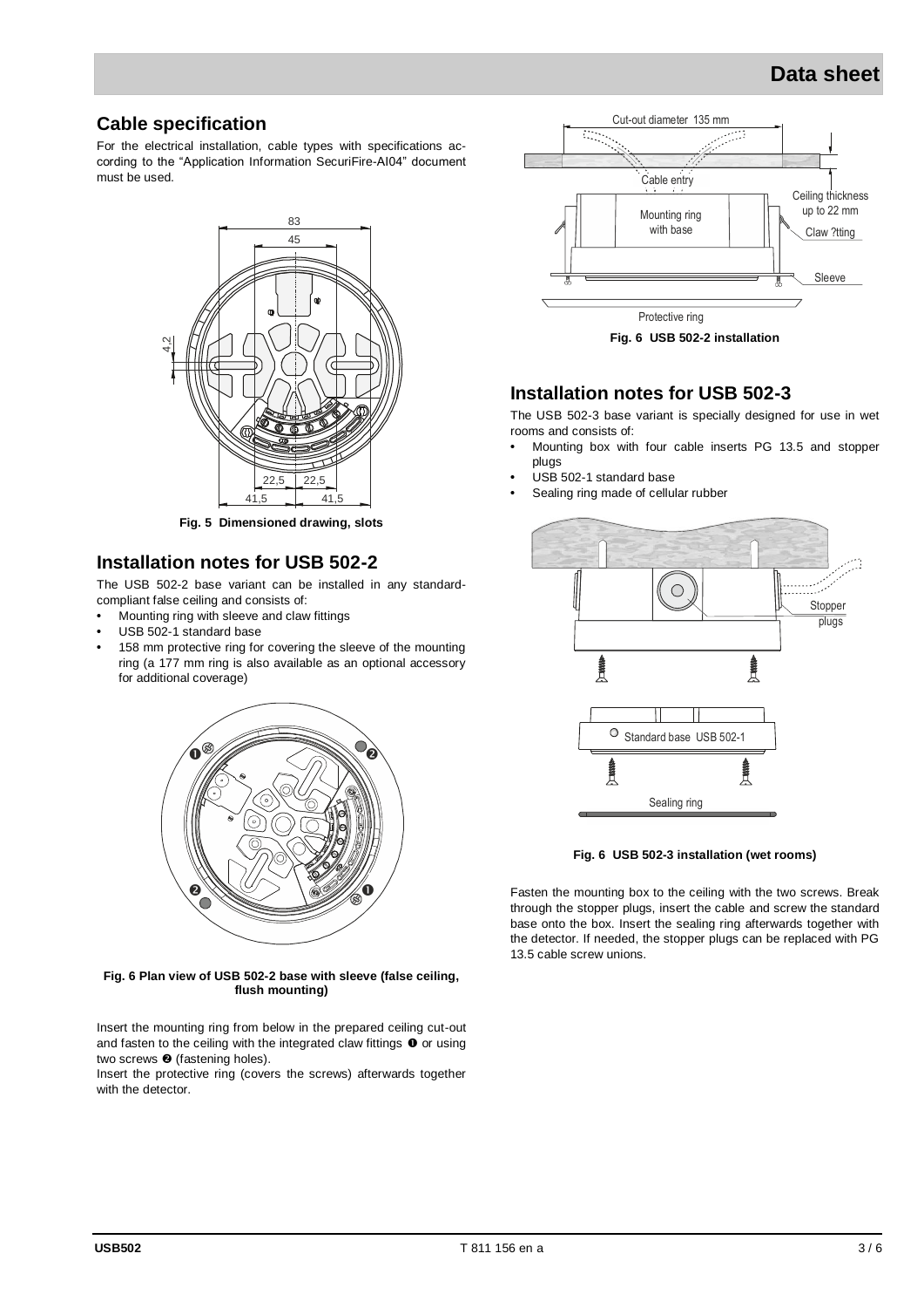## Cable specification

For the electrical installation, cable types with specifications according to the "Application Information SecuriFire-AI04" document must be used.

**Fig. 5 Dimensioned drawing, slots**

## Installation notes for USB 502-2

The USB 502-2 base variant can be installed in any standard-compliant false ceiling and consists of:

- Mounting ring with sleeve and claw fittings
- USB 502-1 standard base
- 158 mm protective ring for covering the sleeve of the mounting ring (a 177 mm ring is also available as an optional accessory for additional coverage)

**Fig. 6 Plan view of USB 502-2 base with sleeve (false ceiling, flush mounting)**

Insert the mounting ring from below in the prepared ceiling cut-out and fasten to the ceiling with the integrated claw fittings ❶ or using two screws ❷ (fastening holes).

Insert the protective ring (covers the screws) afterwards together with the detector.

**Fig. 6 USB 502-2 installation**

## Installation notes for USB 502-3

The USB 502-3 base variant is specially designed for use in wet rooms and consists of:

- Mounting box with four cable inserts PG 13.5 and stopper plugs
- USB 502-1 standard base
- Sealing ring made of cellular rubber

**Fig. 6 USB 502-3 installation (wet rooms)**

Fasten the mounting box to the ceiling with the two screws. Break through the stopper plugs, insert the cable and screw the standard base onto the box. Insert the sealing ring afterwards together with the detector. If needed, the stopper plugs can be replaced with PG 13.5 cable screw unions.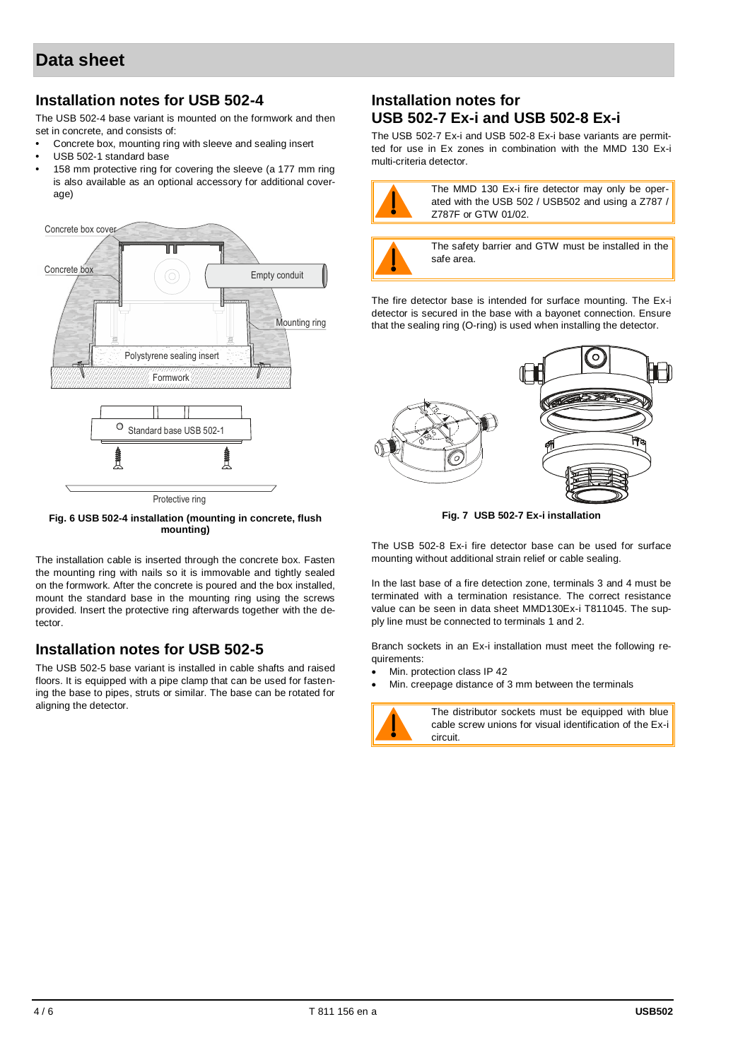## Data sheet

## Installation notes for USB 502-4

The USB 502-4 base variant is mounted on the formwork and then set in concrete, and consists of:

- Concrete box, mounting ring with sleeve and sealing insert
- USB 502-1 standard base
- 158 mm protective ring for covering the sleeve (a 177 mm ring is also available as an optional accessory for additional coverage)

Concrete box cover

Concrete box

Empty conduit

Mounting ring

Polystyrene sealing insert

Formwork

Standard base USB 502-1

Protective ring

**Fig. 6 USB 502-4 installation (mounting in concrete, flush mounting)**

The installation cable is inserted through the concrete box. Fasten the mounting ring with nails so it is immovable and tightly sealed on the formwork. After the concrete is poured and the box installed, mount the standard base in the mounting ring using the screws provided. Insert the protective ring afterwards together with the detector.

## Installation notes for USB 502-5

The USB 502-5 base variant is installed in cable shafts and raised floors. It is equipped with a pipe clamp that can be used for fastening the base to pipes, struts or similar. The base can be rotated for aligning the detector.

## Installation notes for USB 502-7 Ex-i and USB 502-8 Ex-i

The USB 502-7 Ex-i and USB 502-8 Ex-i base variants are permitted for use in Ex zones in combination with the MMD 130 Ex-i multi-criteria detector.

> The MMD 130 Ex-i fire detector may only be operated with the USB 502 / USB502 and using a Z787 / Z787F or GTW 01/02.

> The safety barrier and GTW must be installed in the safe area.

The fire detector base is intended for surface mounting. The Ex-i detector is secured in the base with a bayonet connection. Ensure that the sealing ring (O-ring) is used when installing the detector.

**Fig. 7 USB 502-7 Ex-i installation**

The USB 502-8 Ex-i fire detector base can be used for surface mounting without additional strain relief or cable sealing.

In the last base of a fire detection zone, terminals 3 and 4 must be terminated with a termination resistance. The correct resistance value can be seen in data sheet MMD130Ex-i T811045. The supply line must be connected to terminals 1 and 2.

Branch sockets in an Ex-i installation must meet the following requirements:

- Min. protection class IP 42
- Min. creepage distance of 3 mm between the terminals

> The distributor sockets must be equipped with blue cable screw unions for visual identification of the Ex-i circuit.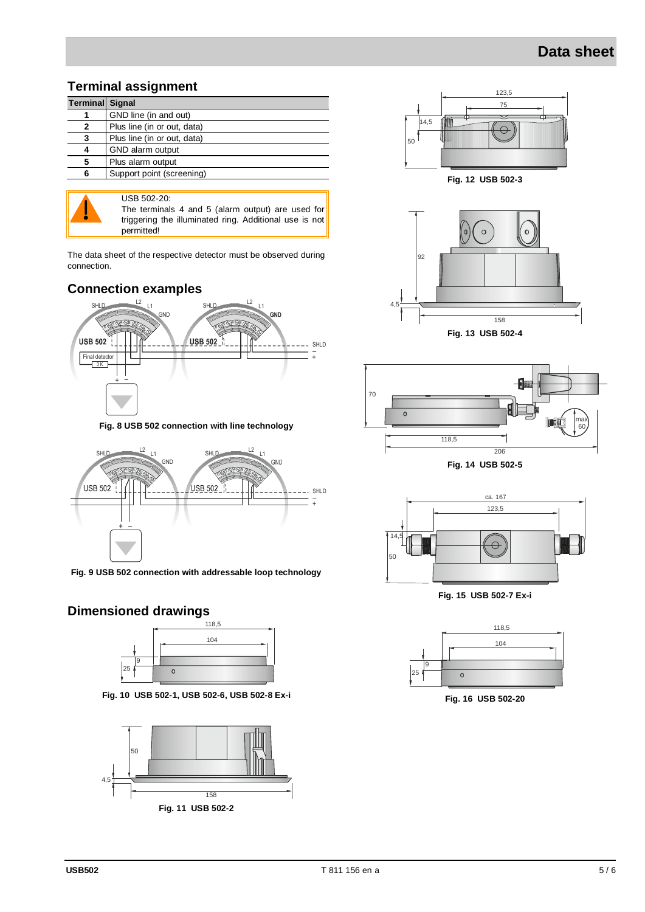## Terminal assignment

| Terminal | Signal |
|---|---|
| 1 | GND line (in and out) |
| 2 | Plus line (in or out, data) |
| 3 | Plus line (in or out, data) |
| 4 | GND alarm output |
| 5 | Plus alarm output |
| 6 | Support point (screening) |

> USB 502-20:
> The terminals 4 and 5 (alarm output) are used for triggering the illuminated ring. Additional use is not permitted!

The data sheet of the respective detector must be observed during connection.

## Connection examples

Fig. 8 USB 502 connection with line technology

Fig. 9 USB 502 connection with addressable loop technology

## Dimensioned drawings

Fig. 10 USB 502-1, USB 502-6, USB 502-8 Ex-i

Fig. 11 USB 502-2

Fig. 12 USB 502-3

Fig. 13 USB 502-4

Fig. 14 USB 502-5

Fig. 15 USB 502-7 Ex-i

Fig. 16 USB 502-20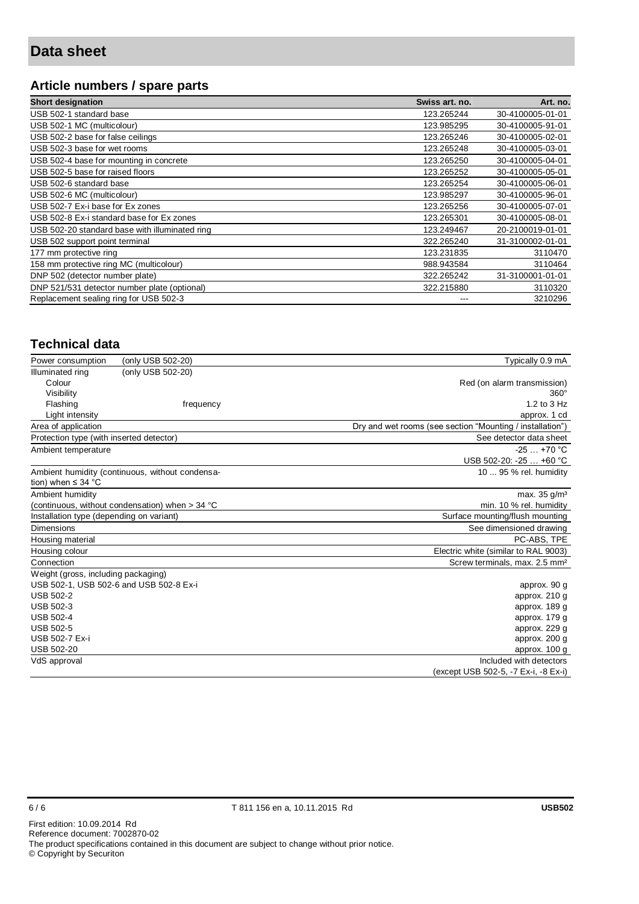# Data sheet

## Article numbers / spare parts

| Short designation | Swiss art. no. | Art. no. |
|---|---|---|
| USB 502-1 standard base | 123.265244 | 30-4100005-01-01 |
| USB 502-1 MC (multicolour) | 123.985295 | 30-4100005-91-01 |
| USB 502-2 base for false ceilings | 123.265246 | 30-4100005-02-01 |
| USB 502-3 base for wet rooms | 123.265248 | 30-4100005-03-01 |
| USB 502-4 base for mounting in concrete | 123.265250 | 30-4100005-04-01 |
| USB 502-5 base for raised floors | 123.265252 | 30-4100005-05-01 |
| USB 502-6 standard base | 123.265254 | 30-4100005-06-01 |
| USB 502-6 MC (multicolour) | 123.985297 | 30-4100005-96-01 |
| USB 502-7 Ex-i base for Ex zones | 123.265256 | 30-4100005-07-01 |
| USB 502-8 Ex-i standard base for Ex zones | 123.265301 | 30-4100005-08-01 |
| USB 502-20 standard base with illuminated ring | 123.249467 | 20-2100019-01-01 |
| USB 502 support point terminal | 322.265240 | 31-3100002-01-01 |
| 177 mm protective ring | 123.231835 | 3110470 |
| 158 mm protective ring MC (multicolour) | 988.943584 | 3110464 |
| DNP 502 (detector number plate) | 322.265242 | 31-3100001-01-01 |
| DNP 521/531 detector number plate (optional) | 322.215880 | 3110320 |
| Replacement sealing ring for USB 502-3 | --- | 3210296 |

## Technical data

| | |
|---|---|
| Power consumption (only USB 502-20) | Typically 0.9 mA |
| Illuminated ring (only USB 502-20) | |
| Colour | Red (on alarm transmission) |
| Visibility | 360° |
| Flashing frequency | 1.2 to 3 Hz |
| Light intensity | approx. 1 cd |
| Area of application | Dry and wet rooms (see section "Mounting / installation") |
| Protection type (with inserted detector) | See detector data sheet |
| Ambient temperature | -25 … +70 °C<br>USB 502-20: -25 … +60 °C |
| Ambient humidity (continuous, without condensation) when ≤ 34 °C | 10 ... 95 % rel. humidity |
| Ambient humidity | max. 35 g/m³ |
| (continuous, without condensation) when > 34 °C | min. 10 % rel. humidity |
| Installation type (depending on variant) | Surface mounting/flush mounting |
| Dimensions | See dimensioned drawing |
| Housing material | PC-ABS, TPE |
| Housing colour | Electric white (similar to RAL 9003) |
| Connection | Screw terminals, max. 2.5 mm² |
| Weight (gross, including packaging) | |
| USB 502-1, USB 502-6 and USB 502-8 Ex-i | approx. 90 g |
| USB 502-2 | approx. 210 g |
| USB 502-3 | approx. 189 g |
| USB 502-4 | approx. 179 g |
| USB 502-5 | approx. 229 g |
| USB 502-7 Ex-i | approx. 200 g |
| USB 502-20 | approx. 100 g |
| VdS approval | Included with detectors<br>(except USB 502-5, -7 Ex-i, -8 Ex-i) |

First edition: 10.09.2014 Rd
Reference document: 7002870-02
The product specifications contained in this document are subject to change without prior notice.
© Copyright by Securiton